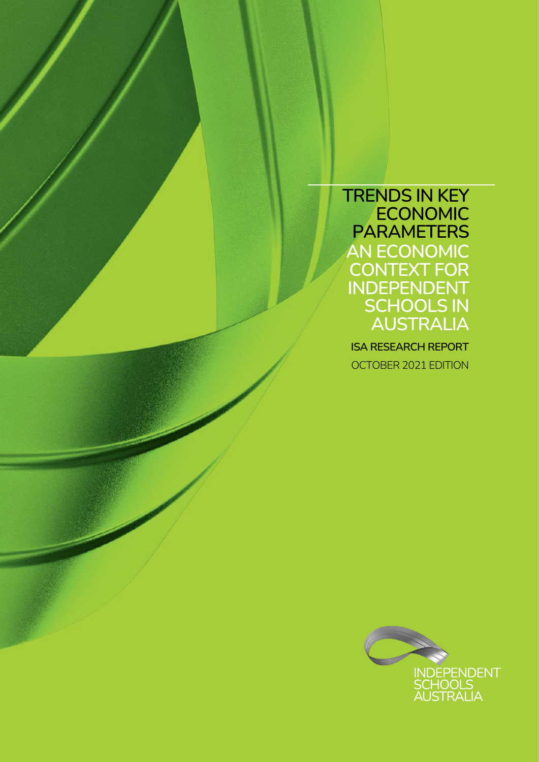# TRENDS IN KEY ECONOMIC PARAMETERS

## AN ECONOMIC CONTEXT FOR INDEPENDENT SCHOOLS IN AUSTRALIA

**ISA RESEARCH REPORT**

OCTOBER 2021 EDITION

INDEPENDENT SCHOOLS AUSTRALIA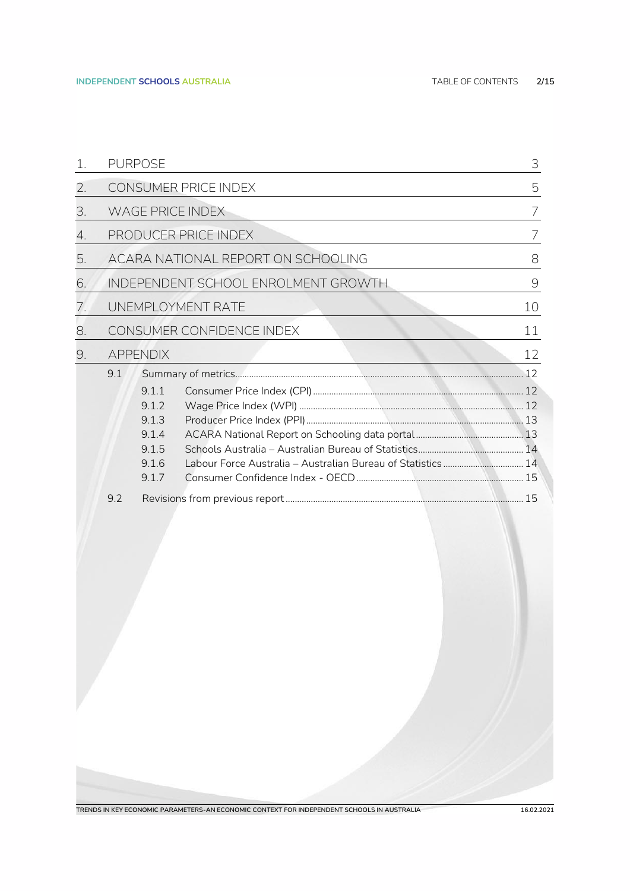| | | |
|---|---|---|
| 1. | PURPOSE | 3 |
| 2. | CONSUMER PRICE INDEX | 5 |
| 3. | WAGE PRICE INDEX | 7 |
| 4. | PRODUCER PRICE INDEX | 7 |
| 5. | ACARA NATIONAL REPORT ON SCHOOLING | 8 |
| 6. | INDEPENDENT SCHOOL ENROLMENT GROWTH | 9 |
| 7. | UNEMPLOYMENT RATE | 10 |
| 8. | CONSUMER CONFIDENCE INDEX | 11 |
| 9. | APPENDIX | 12 |

- 9.1 Summary of metrics ... 12
  - 9.1.1 Consumer Price Index (CPI) ... 12
  - 9.1.2 Wage Price Index (WPI) ... 12
  - 9.1.3 Producer Price Index (PPI) ... 13
  - 9.1.4 ACARA National Report on Schooling data portal ... 13
  - 9.1.5 Schools Australia – Australian Bureau of Statistics ... 14
  - 9.1.6 Labour Force Australia – Australian Bureau of Statistics ... 14
  - 9.1.7 Consumer Confidence Index - OECD ... 15
- 9.2 Revisions from previous report ... 15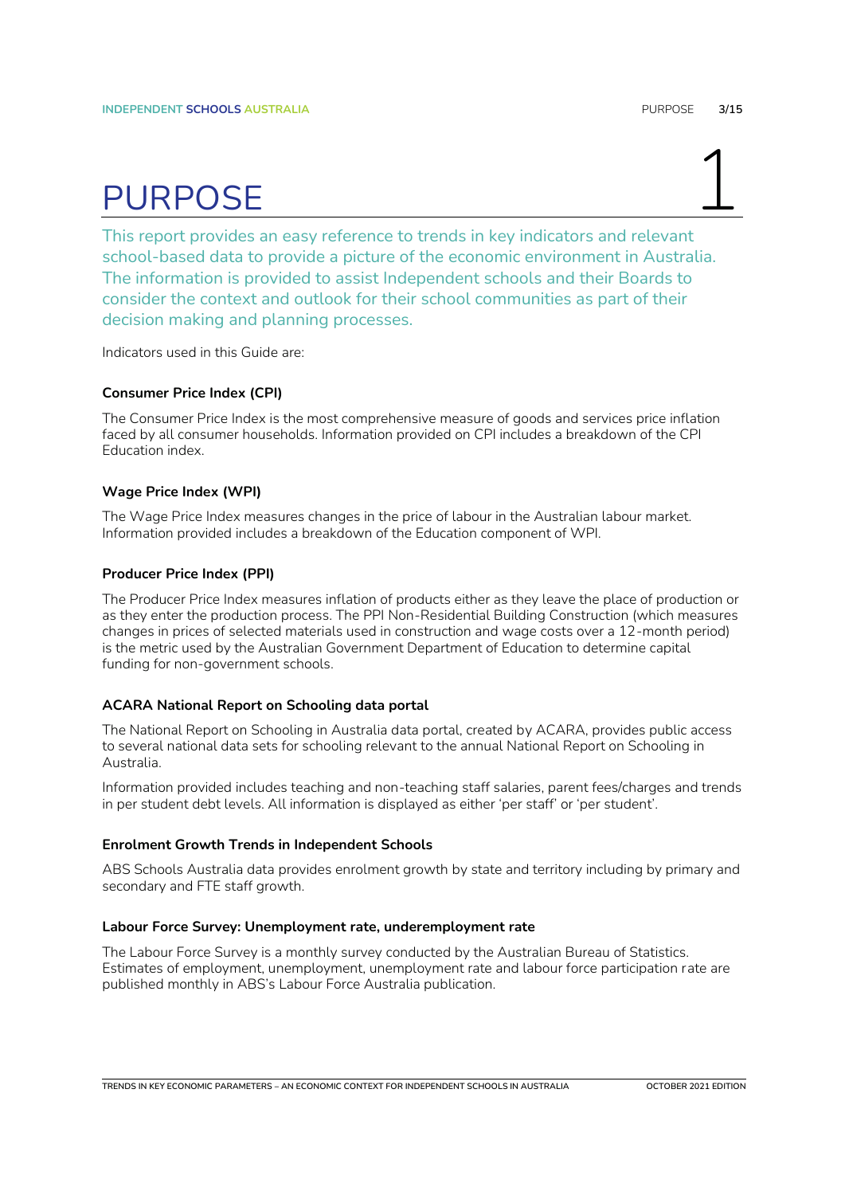# PURPOSE

This report provides an easy reference to trends in key indicators and relevant school-based data to provide a picture of the economic environment in Australia. The information is provided to assist Independent schools and their Boards to consider the context and outlook for their school communities as part of their decision making and planning processes.

Indicators used in this Guide are:

### Consumer Price Index (CPI)

The Consumer Price Index is the most comprehensive measure of goods and services price inflation faced by all consumer households. Information provided on CPI includes a breakdown of the CPI Education index.

### Wage Price Index (WPI)

The Wage Price Index measures changes in the price of labour in the Australian labour market. Information provided includes a breakdown of the Education component of WPI.

### Producer Price Index (PPI)

The Producer Price Index measures inflation of products either as they leave the place of production or as they enter the production process. The PPI Non-Residential Building Construction (which measures changes in prices of selected materials used in construction and wage costs over a 12-month period) is the metric used by the Australian Government Department of Education to determine capital funding for non-government schools.

### ACARA National Report on Schooling data portal

The National Report on Schooling in Australia data portal, created by ACARA, provides public access to several national data sets for schooling relevant to the annual National Report on Schooling in Australia.

Information provided includes teaching and non-teaching staff salaries, parent fees/charges and trends in per student debt levels. All information is displayed as either 'per staff' or 'per student'.

### Enrolment Growth Trends in Independent Schools

ABS Schools Australia data provides enrolment growth by state and territory including by primary and secondary and FTE staff growth.

### Labour Force Survey: Unemployment rate, underemployment rate

The Labour Force Survey is a monthly survey conducted by the Australian Bureau of Statistics. Estimates of employment, unemployment, unemployment rate and labour force participation rate are published monthly in ABS's Labour Force Australia publication.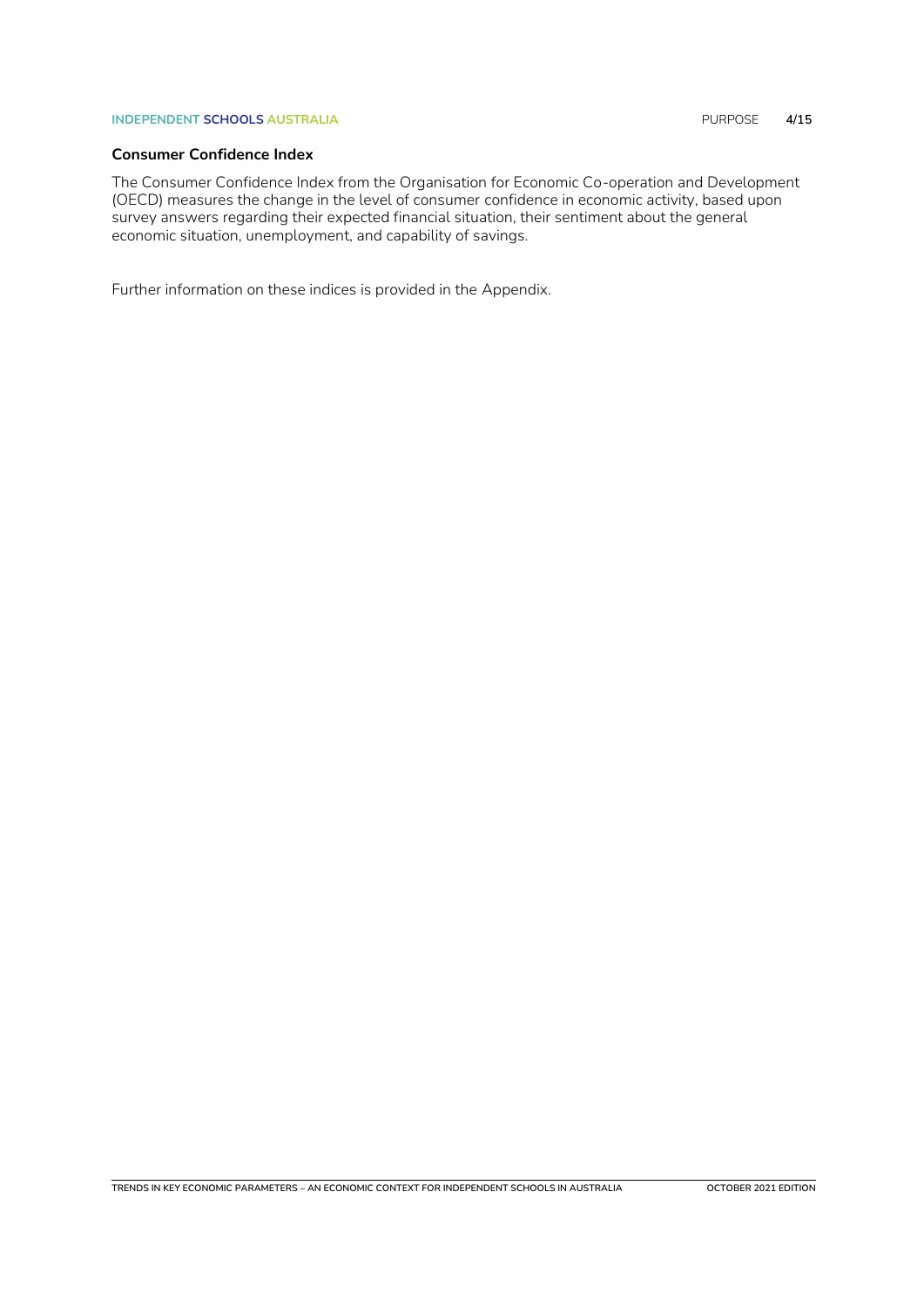### Consumer Confidence Index

The Consumer Confidence Index from the Organisation for Economic Co-operation and Development (OECD) measures the change in the level of consumer confidence in economic activity, based upon survey answers regarding their expected financial situation, their sentiment about the general economic situation, unemployment, and capability of savings.

Further information on these indices is provided in the Appendix.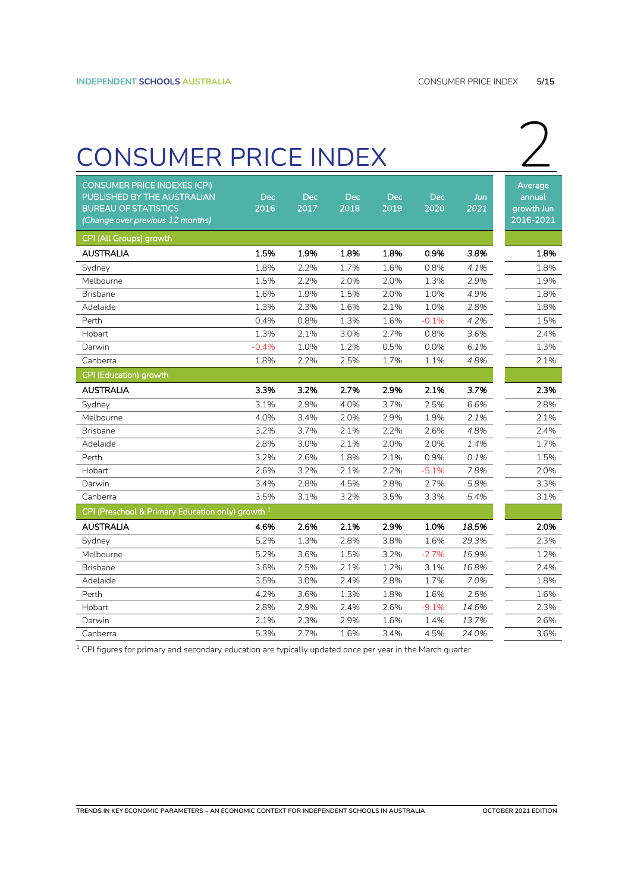# CONSUMER PRICE INDEX

2

| CONSUMER PRICE INDEXES (CPI) PUBLISHED BY THE AUSTRALIAN BUREAU OF STATISTICS *(Change over previous 12 months)* | Dec 2016 | Dec 2017 | Dec 2018 | Dec 2019 | Dec 2020 | *Jun 2021* | Average annual growth Jun 2016-2021 |
|---|---|---|---|---|---|---|---|
| CPI (All Groups) growth | | | | | | | |
| **AUSTRALIA** | **1.5%** | **1.9%** | **1.8%** | **1.8%** | **0.9%** | ***3.8%*** | **1.8%** |
| Sydney | 1.8% | 2.2% | 1.7% | 1.6% | 0.8% | *4.1%* | 1.8% |
| Melbourne | 1.5% | 2.2% | 2.0% | 2.0% | 1.3% | *2.9%* | 1.9% |
| Brisbane | 1.6% | 1.9% | 1.5% | 2.0% | 1.0% | *4.9%* | 1.8% |
| Adelaide | 1.3% | 2.3% | 1.6% | 2.1% | 1.0% | *2.8%* | 1.8% |
| Perth | 0.4% | 0.8% | 1.3% | 1.6% | -0.1% | *4.2%* | 1.5% |
| Hobart | 1.3% | 2.1% | 3.0% | 2.7% | 0.8% | *3.6%* | 2.4% |
| Darwin | -0.4% | 1.0% | 1.2% | 0.5% | 0.0% | *6.1%* | 1.3% |
| Canberra | 1.8% | 2.2% | 2.5% | 1.7% | 1.1% | *4.8%* | 2.1% |
| CPI (Education) growth | | | | | | | |
| **AUSTRALIA** | **3.3%** | **3.2%** | **2.7%** | **2.9%** | **2.1%** | ***3.7%*** | **2.3%** |
| Sydney | 3.1% | 2.9% | 4.0% | 3.7% | 2.5% | *6.6%* | 2.8% |
| Melbourne | 4.0% | 3.4% | 2.0% | 2.9% | 1.9% | *2.1%* | 2.1% |
| Brisbane | 3.2% | 3.7% | 2.1% | 2.2% | 2.6% | *4.8%* | 2.4% |
| Adelaide | 2.8% | 3.0% | 2.1% | 2.0% | 2.0% | *1.4%* | 1.7% |
| Perth | 3.2% | 2.6% | 1.8% | 2.1% | 0.9% | *0.1%* | 1.5% |
| Hobart | 2.6% | 3.2% | 2.1% | 2.2% | -5.1% | *7.8%* | 2.0% |
| Darwin | 3.4% | 2.8% | 4.5% | 2.8% | 2.7% | *5.8%* | 3.3% |
| Canberra | 3.5% | 3.1% | 3.2% | 3.5% | 3.3% | *5.4%* | 3.1% |
| CPI (Preschool & Primary Education only) growth [1] | | | | | | | |
| **AUSTRALIA** | **4.6%** | **2.6%** | **2.1%** | **2.9%** | **1.0%** | ***18.5%*** | **2.0%** |
| Sydney | 5.2% | 1.3% | 2.8% | 3.8% | 1.6% | *29.3%* | 2.3% |
| Melbourne | 5.2% | 3.6% | 1.5% | 3.2% | -2.7% | *15.9%* | 1.2% |
| Brisbane | 3.6% | 2.5% | 2.1% | 1.2% | 3.1% | *16.8%* | 2.4% |
| Adelaide | 3.5% | 3.0% | 2.4% | 2.8% | 1.7% | *7.0%* | 1.8% |
| Perth | 4.2% | 3.6% | 1.3% | 1.8% | 1.6% | *2.5%* | 1.6% |
| Hobart | 2.8% | 2.9% | 2.4% | 2.6% | -9.1% | *14.6%* | 2.3% |
| Darwin | 2.1% | 2.3% | 2.9% | 1.6% | 1.4% | *13.7%* | 2.6% |
| Canberra | 5.3% | 2.7% | 1.6% | 3.4% | 4.5% | *24.0%* | 3.6% |

[1] CPI figures for primary and secondary education are typically updated once per year in the March quarter.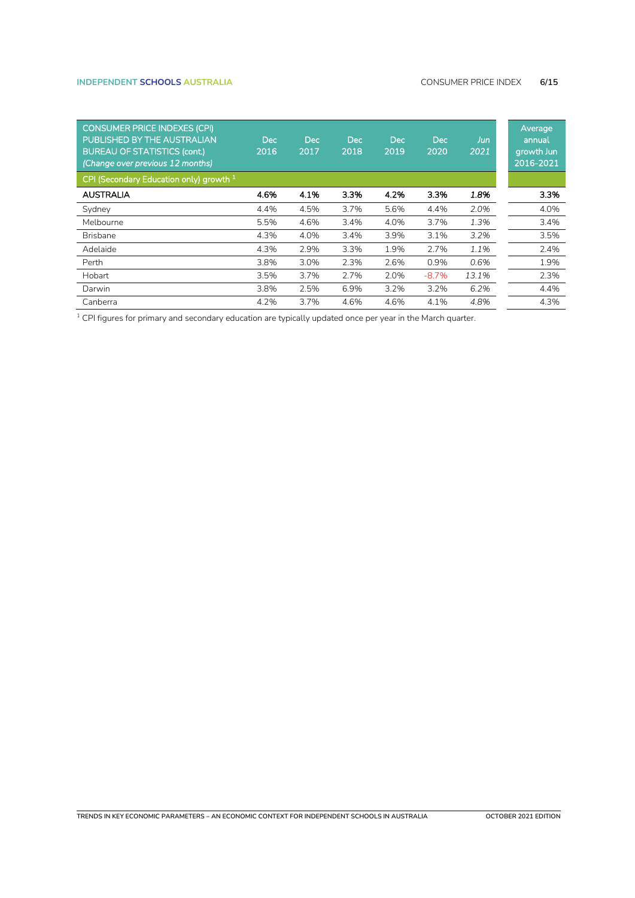| CONSUMER PRICE INDEXES (CPI) PUBLISHED BY THE AUSTRALIAN BUREAU OF STATISTICS (cont.) *(Change over previous 12 months)* | Dec 2016 | Dec 2017 | Dec 2018 | Dec 2019 | Dec 2020 | *Jun 2021* | Average annual growth Jun 2016-2021 |
|---|---|---|---|---|---|---|---|
| CPI (Secondary Education only) growth [1] | | | | | | | |
| **AUSTRALIA** | **4.6%** | **4.1%** | **3.3%** | **4.2%** | **3.3%** | ***1.8%*** | **3.3%** |
| Sydney | 4.4% | 4.5% | 3.7% | 5.6% | 4.4% | *2.0%* | 4.0% |
| Melbourne | 5.5% | 4.6% | 3.4% | 4.0% | 3.7% | *1.3%* | 3.4% |
| Brisbane | 4.3% | 4.0% | 3.4% | 3.9% | 3.1% | *3.2%* | 3.5% |
| Adelaide | 4.3% | 2.9% | 3.3% | 1.9% | 2.7% | *1.1%* | 2.4% |
| Perth | 3.8% | 3.0% | 2.3% | 2.6% | 0.9% | *0.6%* | 1.9% |
| Hobart | 3.5% | 3.7% | 2.7% | 2.0% | -8.7% | *13.1%* | 2.3% |
| Darwin | 3.8% | 2.5% | 6.9% | 3.2% | 3.2% | *6.2%* | 4.4% |
| Canberra | 4.2% | 3.7% | 4.6% | 4.6% | 4.1% | *4.8%* | 4.3% |

[1] CPI figures for primary and secondary education are typically updated once per year in the March quarter.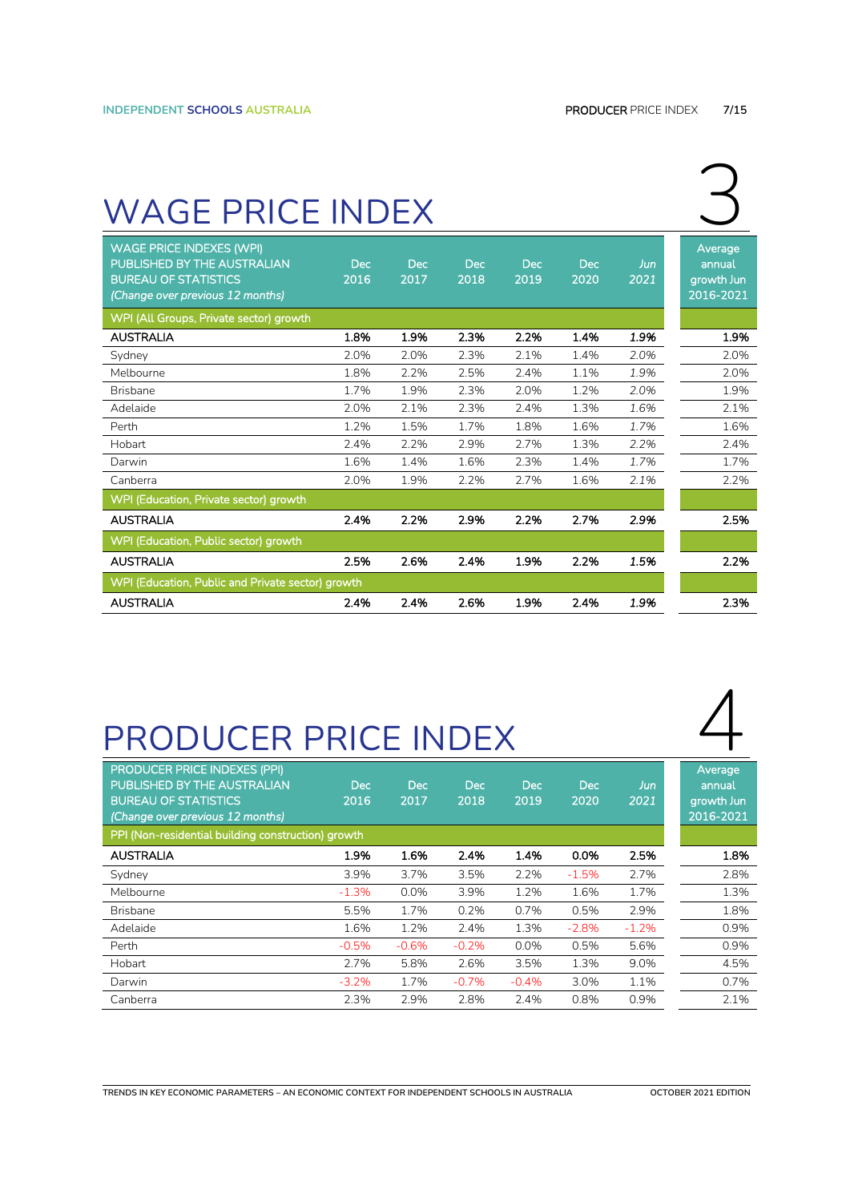# 3 WAGE PRICE INDEX

| WAGE PRICE INDEXES (WPI) PUBLISHED BY THE AUSTRALIAN BUREAU OF STATISTICS *(Change over previous 12 months)* | Dec 2016 | Dec 2017 | Dec 2018 | Dec 2019 | Dec 2020 | *Jun 2021* | Average annual growth Jun 2016-2021 |
|---|---|---|---|---|---|---|---|
| WPI (All Groups, Private sector) growth | | | | | | | |
| **AUSTRALIA** | **1.8%** | **1.9%** | **2.3%** | **2.2%** | **1.4%** | ***1.9%*** | **1.9%** |
| Sydney | 2.0% | 2.0% | 2.3% | 2.1% | 1.4% | *2.0%* | 2.0% |
| Melbourne | 1.8% | 2.2% | 2.5% | 2.4% | 1.1% | *1.9%* | 2.0% |
| Brisbane | 1.7% | 1.9% | 2.3% | 2.0% | 1.2% | *2.0%* | 1.9% |
| Adelaide | 2.0% | 2.1% | 2.3% | 2.4% | 1.3% | *1.6%* | 2.1% |
| Perth | 1.2% | 1.5% | 1.7% | 1.8% | 1.6% | *1.7%* | 1.6% |
| Hobart | 2.4% | 2.2% | 2.9% | 2.7% | 1.3% | *2.2%* | 2.4% |
| Darwin | 1.6% | 1.4% | 1.6% | 2.3% | 1.4% | *1.7%* | 1.7% |
| Canberra | 2.0% | 1.9% | 2.2% | 2.7% | 1.6% | *2.1%* | 2.2% |
| WPI (Education, Private sector) growth | | | | | | | |
| **AUSTRALIA** | **2.4%** | **2.2%** | **2.9%** | **2.2%** | **2.7%** | ***2.9%*** | **2.5%** |
| WPI (Education, Public sector) growth | | | | | | | |
| **AUSTRALIA** | **2.5%** | **2.6%** | **2.4%** | **1.9%** | **2.2%** | ***1.5%*** | **2.2%** |
| WPI (Education, Public and Private sector) growth | | | | | | | |
| **AUSTRALIA** | **2.4%** | **2.4%** | **2.6%** | **1.9%** | **2.4%** | ***1.9%*** | **2.3%** |

# 4 PRODUCER PRICE INDEX

| PRODUCER PRICE INDEXES (PPI) PUBLISHED BY THE AUSTRALIAN BUREAU OF STATISTICS *(Change over previous 12 months)* | Dec 2016 | Dec 2017 | Dec 2018 | Dec 2019 | Dec 2020 | *Jun 2021* | Average annual growth Jun 2016-2021 |
|---|---|---|---|---|---|---|---|
| PPI (Non-residential building construction) growth | | | | | | | |
| **AUSTRALIA** | **1.9%** | **1.6%** | **2.4%** | **1.4%** | **0.0%** | **2.5%** | **1.8%** |
| Sydney | 3.9% | 3.7% | 3.5% | 2.2% | -1.5% | 2.7% | 2.8% |
| Melbourne | -1.3% | 0.0% | 3.9% | 1.2% | 1.6% | 1.7% | 1.3% |
| Brisbane | 5.5% | 1.7% | 0.2% | 0.7% | 0.5% | 2.9% | 1.8% |
| Adelaide | 1.6% | 1.2% | 2.4% | 1.3% | -2.8% | -1.2% | 0.9% |
| Perth | -0.5% | -0.6% | -0.2% | 0.0% | 0.5% | 5.6% | 0.9% |
| Hobart | 2.7% | 5.8% | 2.6% | 3.5% | 1.3% | 9.0% | 4.5% |
| Darwin | -3.2% | 1.7% | -0.7% | -0.4% | 3.0% | 1.1% | 0.7% |
| Canberra | 2.3% | 2.9% | 2.8% | 2.4% | 0.8% | 0.9% | 2.1% |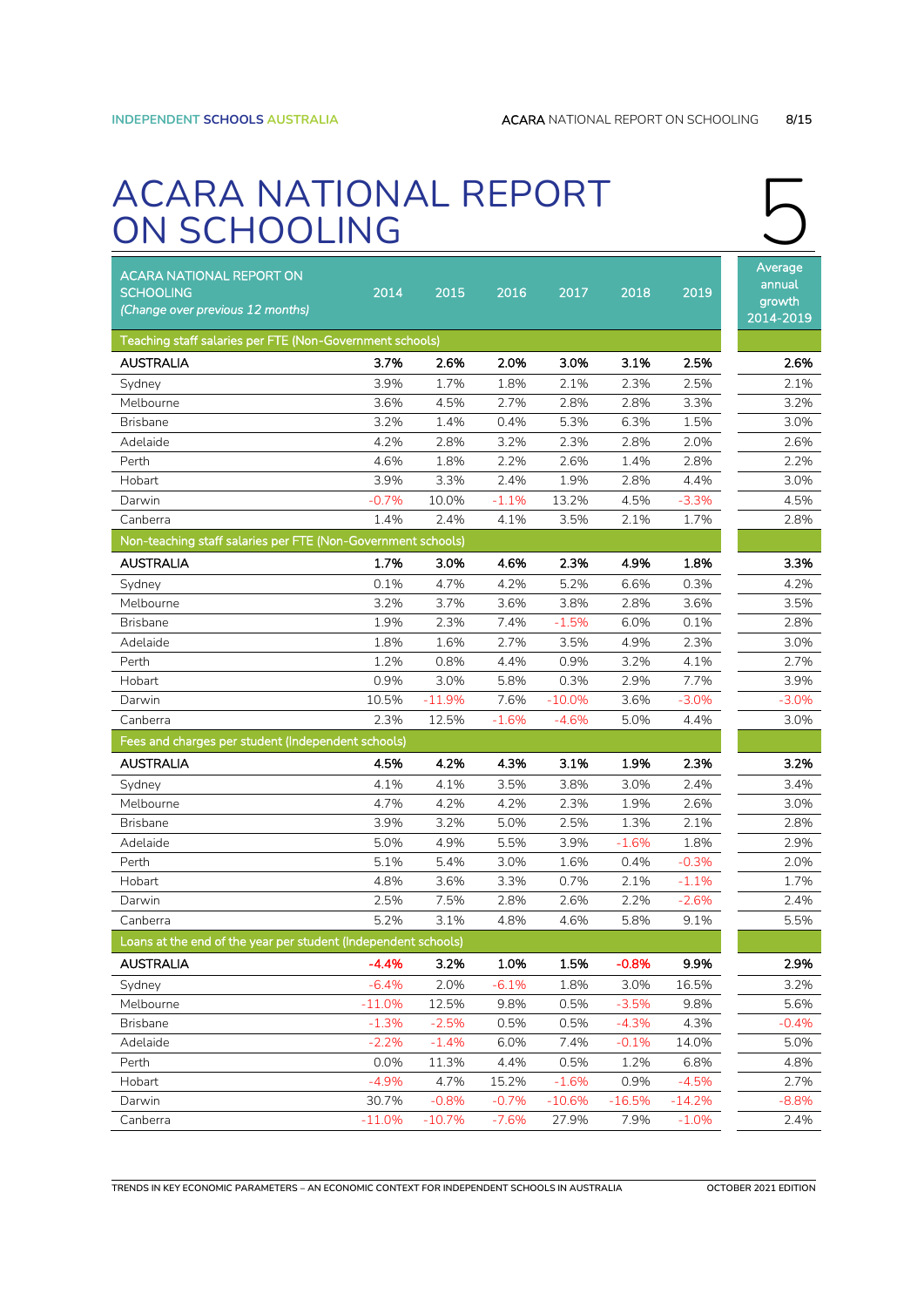# ACARA NATIONAL REPORT ON SCHOOLING

5

| ACARA NATIONAL REPORT ON SCHOOLING *(Change over previous 12 months)* | 2014 | 2015 | 2016 | 2017 | 2018 | 2019 | Average annual growth 2014-2019 |
|---|---|---|---|---|---|---|---|
| **Teaching staff salaries per FTE (Non-Government schools)** | | | | | | | |
| **AUSTRALIA** | **3.7%** | **2.6%** | **2.0%** | **3.0%** | **3.1%** | **2.5%** | **2.6%** |
| Sydney | 3.9% | 1.7% | 1.8% | 2.1% | 2.3% | 2.5% | 2.1% |
| Melbourne | 3.6% | 4.5% | 2.7% | 2.8% | 2.8% | 3.3% | 3.2% |
| Brisbane | 3.2% | 1.4% | 0.4% | 5.3% | 6.3% | 1.5% | 3.0% |
| Adelaide | 4.2% | 2.8% | 3.2% | 2.3% | 2.8% | 2.0% | 2.6% |
| Perth | 4.6% | 1.8% | 2.2% | 2.6% | 1.4% | 2.8% | 2.2% |
| Hobart | 3.9% | 3.3% | 2.4% | 1.9% | 2.8% | 4.4% | 3.0% |
| Darwin | -0.7% | 10.0% | -1.1% | 13.2% | 4.5% | -3.3% | 4.5% |
| Canberra | 1.4% | 2.4% | 4.1% | 3.5% | 2.1% | 1.7% | 2.8% |
| **Non-teaching staff salaries per FTE (Non-Government schools)** | | | | | | | |
| **AUSTRALIA** | **1.7%** | **3.0%** | **4.6%** | **2.3%** | **4.9%** | **1.8%** | **3.3%** |
| Sydney | 0.1% | 4.7% | 4.2% | 5.2% | 6.6% | 0.3% | 4.2% |
| Melbourne | 3.2% | 3.7% | 3.6% | 3.8% | 2.8% | 3.6% | 3.5% |
| Brisbane | 1.9% | 2.3% | 7.4% | -1.5% | 6.0% | 0.1% | 2.8% |
| Adelaide | 1.8% | 1.6% | 2.7% | 3.5% | 4.9% | 2.3% | 3.0% |
| Perth | 1.2% | 0.8% | 4.4% | 0.9% | 3.2% | 4.1% | 2.7% |
| Hobart | 0.9% | 3.0% | 5.8% | 0.3% | 2.9% | 7.7% | 3.9% |
| Darwin | 10.5% | -11.9% | 7.6% | -10.0% | 3.6% | -3.0% | -3.0% |
| Canberra | 2.3% | 12.5% | -1.6% | -4.6% | 5.0% | 4.4% | 3.0% |
| **Fees and charges per student (Independent schools)** | | | | | | | |
| **AUSTRALIA** | **4.5%** | **4.2%** | **4.3%** | **3.1%** | **1.9%** | **2.3%** | **3.2%** |
| Sydney | 4.1% | 4.1% | 3.5% | 3.8% | 3.0% | 2.4% | 3.4% |
| Melbourne | 4.7% | 4.2% | 4.2% | 2.3% | 1.9% | 2.6% | 3.0% |
| Brisbane | 3.9% | 3.2% | 5.0% | 2.5% | 1.3% | 2.1% | 2.8% |
| Adelaide | 5.0% | 4.9% | 5.5% | 3.9% | -1.6% | 1.8% | 2.9% |
| Perth | 5.1% | 5.4% | 3.0% | 1.6% | 0.4% | -0.3% | 2.0% |
| Hobart | 4.8% | 3.6% | 3.3% | 0.7% | 2.1% | -1.1% | 1.7% |
| Darwin | 2.5% | 7.5% | 2.8% | 2.6% | 2.2% | -2.6% | 2.4% |
| Canberra | 5.2% | 3.1% | 4.8% | 4.6% | 5.8% | 9.1% | 5.5% |
| **Loans at the end of the year per student (Independent schools)** | | | | | | | |
| **AUSTRALIA** | **-4.4%** | **3.2%** | **1.0%** | **1.5%** | **-0.8%** | **9.9%** | **2.9%** |
| Sydney | -6.4% | 2.0% | -6.1% | 1.8% | 3.0% | 16.5% | 3.2% |
| Melbourne | -11.0% | 12.5% | 9.8% | 0.5% | -3.5% | 9.8% | 5.6% |
| Brisbane | -1.3% | -2.5% | 0.5% | 0.5% | -4.3% | 4.3% | -0.4% |
| Adelaide | -2.2% | -1.4% | 6.0% | 7.4% | -0.1% | 14.0% | 5.0% |
| Perth | 0.0% | 11.3% | 4.4% | 0.5% | 1.2% | 6.8% | 4.8% |
| Hobart | -4.9% | 4.7% | 15.2% | -1.6% | 0.9% | -4.5% | 2.7% |
| Darwin | 30.7% | -0.8% | -0.7% | -10.6% | -16.5% | -14.2% | -8.8% |
| Canberra | -11.0% | -10.7% | -7.6% | 27.9% | 7.9% | -1.0% | 2.4% |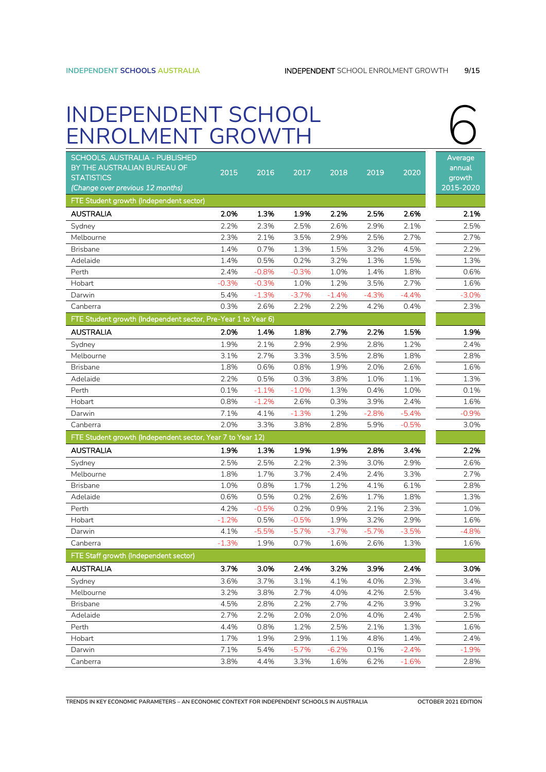# INDEPENDENT SCHOOL ENROLMENT GROWTH

6

| SCHOOLS, AUSTRALIA - PUBLISHED BY THE AUSTRALIAN BUREAU OF STATISTICS *(Change over previous 12 months)* | 2015 | 2016 | 2017 | 2018 | 2019 | 2020 | Average annual growth 2015-2020 |
|---|---|---|---|---|---|---|---|
| FTE Student growth (Independent sector) | | | | | | | |
| **AUSTRALIA** | **2.0%** | **1.3%** | **1.9%** | **2.2%** | **2.5%** | **2.6%** | **2.1%** |
| Sydney | 2.2% | 2.3% | 2.5% | 2.6% | 2.9% | 2.1% | 2.5% |
| Melbourne | 2.3% | 2.1% | 3.5% | 2.9% | 2.5% | 2.7% | 2.7% |
| Brisbane | 1.4% | 0.7% | 1.3% | 1.5% | 3.2% | 4.5% | 2.2% |
| Adelaide | 1.4% | 0.5% | 0.2% | 3.2% | 1.3% | 1.5% | 1.3% |
| Perth | 2.4% | -0.8% | -0.3% | 1.0% | 1.4% | 1.8% | 0.6% |
| Hobart | -0.3% | -0.3% | 1.0% | 1.2% | 3.5% | 2.7% | 1.6% |
| Darwin | 5.4% | -1.3% | -3.7% | -1.4% | -4.3% | -4.4% | -3.0% |
| Canberra | 0.3% | 2.6% | 2.2% | 2.2% | 4.2% | 0.4% | 2.3% |
| FTE Student growth (Independent sector, Pre-Year 1 to Year 6) | | | | | | | |
| **AUSTRALIA** | **2.0%** | **1.4%** | **1.8%** | **2.7%** | **2.2%** | **1.5%** | **1.9%** |
| Sydney | 1.9% | 2.1% | 2.9% | 2.9% | 2.8% | 1.2% | 2.4% |
| Melbourne | 3.1% | 2.7% | 3.3% | 3.5% | 2.8% | 1.8% | 2.8% |
| Brisbane | 1.8% | 0.6% | 0.8% | 1.9% | 2.0% | 2.6% | 1.6% |
| Adelaide | 2.2% | 0.5% | 0.3% | 3.8% | 1.0% | 1.1% | 1.3% |
| Perth | 0.1% | -1.1% | -1.0% | 1.3% | 0.4% | 1.0% | 0.1% |
| Hobart | 0.8% | -1.2% | 2.6% | 0.3% | 3.9% | 2.4% | 1.6% |
| Darwin | 7.1% | 4.1% | -1.3% | 1.2% | -2.8% | -5.4% | -0.9% |
| Canberra | 2.0% | 3.3% | 3.8% | 2.8% | 5.9% | -0.5% | 3.0% |
| FTE Student growth (Independent sector, Year 7 to Year 12) | | | | | | | |
| **AUSTRALIA** | **1.9%** | **1.3%** | **1.9%** | **1.9%** | **2.8%** | **3.4%** | **2.2%** |
| Sydney | 2.5% | 2.5% | 2.2% | 2.3% | 3.0% | 2.9% | 2.6% |
| Melbourne | 1.8% | 1.7% | 3.7% | 2.4% | 2.4% | 3.3% | 2.7% |
| Brisbane | 1.0% | 0.8% | 1.7% | 1.2% | 4.1% | 6.1% | 2.8% |
| Adelaide | 0.6% | 0.5% | 0.2% | 2.6% | 1.7% | 1.8% | 1.3% |
| Perth | 4.2% | -0.5% | 0.2% | 0.9% | 2.1% | 2.3% | 1.0% |
| Hobart | -1.2% | 0.5% | -0.5% | 1.9% | 3.2% | 2.9% | 1.6% |
| Darwin | 4.1% | -5.5% | -5.7% | -3.7% | -5.7% | -3.5% | -4.8% |
| Canberra | -1.3% | 1.9% | 0.7% | 1.6% | 2.6% | 1.3% | 1.6% |
| FTE Staff growth (Independent sector) | | | | | | | |
| **AUSTRALIA** | **3.7%** | **3.0%** | **2.4%** | **3.2%** | **3.9%** | **2.4%** | **3.0%** |
| Sydney | 3.6% | 3.7% | 3.1% | 4.1% | 4.0% | 2.3% | 3.4% |
| Melbourne | 3.2% | 3.8% | 2.7% | 4.0% | 4.2% | 2.5% | 3.4% |
| Brisbane | 4.5% | 2.8% | 2.2% | 2.7% | 4.2% | 3.9% | 3.2% |
| Adelaide | 2.7% | 2.2% | 2.0% | 2.0% | 4.0% | 2.4% | 2.5% |
| Perth | 4.4% | 0.8% | 1.2% | 2.5% | 2.1% | 1.3% | 1.6% |
| Hobart | 1.7% | 1.9% | 2.9% | 1.1% | 4.8% | 1.4% | 2.4% |
| Darwin | 7.1% | 5.4% | -5.7% | -6.2% | 0.1% | -2.4% | -1.9% |
| Canberra | 3.8% | 4.4% | 3.3% | 1.6% | 6.2% | -1.6% | 2.8% |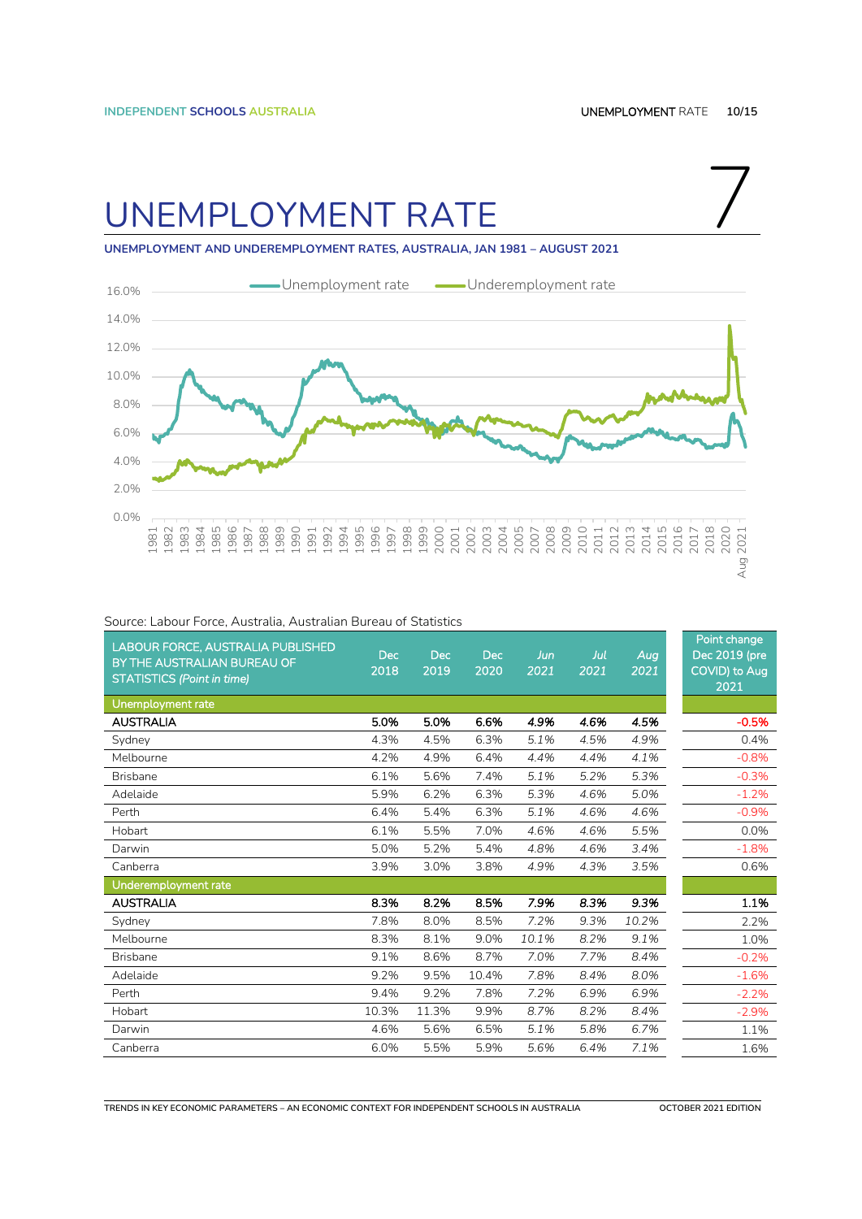# UNEMPLOYMENT RATE

7

**UNEMPLOYMENT AND UNDEREMPLOYMENT RATES, AUSTRALIA, JAN 1981 – AUGUST 2021**

Source: Labour Force, Australia, Australian Bureau of Statistics

| LABOUR FORCE, AUSTRALIA PUBLISHED BY THE AUSTRALIAN BUREAU OF STATISTICS *(Point in time)* | Dec 2018 | Dec 2019 | Dec 2020 | *Jun 2021* | *Jul 2021* | *Aug 2021* | Point change Dec 2019 (pre COVID) to Aug 2021 |
|---|---|---|---|---|---|---|---|
| **Unemployment rate** | | | | | | | |
| **AUSTRALIA** | **5.0%** | **5.0%** | **6.6%** | ***4.9%*** | ***4.6%*** | ***4.5%*** | **-0.5%** |
| Sydney | 4.3% | 4.5% | 6.3% | *5.1%* | *4.5%* | *4.9%* | 0.4% |
| Melbourne | 4.2% | 4.9% | 6.4% | *4.4%* | *4.4%* | *4.1%* | -0.8% |
| Brisbane | 6.1% | 5.6% | 7.4% | *5.1%* | *5.2%* | *5.3%* | -0.3% |
| Adelaide | 5.9% | 6.2% | 6.3% | *5.3%* | *4.6%* | *5.0%* | -1.2% |
| Perth | 6.4% | 5.4% | 6.3% | *5.1%* | *4.6%* | *4.6%* | -0.9% |
| Hobart | 6.1% | 5.5% | 7.0% | *4.6%* | *4.6%* | *5.5%* | 0.0% |
| Darwin | 5.0% | 5.2% | 5.4% | *4.8%* | *4.6%* | *3.4%* | -1.8% |
| Canberra | 3.9% | 3.0% | 3.8% | *4.9%* | *4.3%* | *3.5%* | 0.6% |
| **Underemployment rate** | | | | | | | |
| **AUSTRALIA** | **8.3%** | **8.2%** | **8.5%** | ***7.9%*** | ***8.3%*** | ***9.3%*** | **1.1%** |
| Sydney | 7.8% | 8.0% | 8.5% | *7.2%* | *9.3%* | *10.2%* | 2.2% |
| Melbourne | 8.3% | 8.1% | 9.0% | *10.1%* | *8.2%* | *9.1%* | 1.0% |
| Brisbane | 9.1% | 8.6% | 8.7% | *7.0%* | *7.7%* | *8.4%* | -0.2% |
| Adelaide | 9.2% | 9.5% | 10.4% | *7.8%* | *8.4%* | *8.0%* | -1.6% |
| Perth | 9.4% | 9.2% | 7.8% | *7.2%* | *6.9%* | *6.9%* | -2.2% |
| Hobart | 10.3% | 11.3% | 9.9% | *8.7%* | *8.2%* | *8.4%* | -2.9% |
| Darwin | 4.6% | 5.6% | 6.5% | *5.1%* | *5.8%* | *6.7%* | 1.1% |
| Canberra | 6.0% | 5.5% | 5.9% | *5.6%* | *6.4%* | *7.1%* | 1.6% |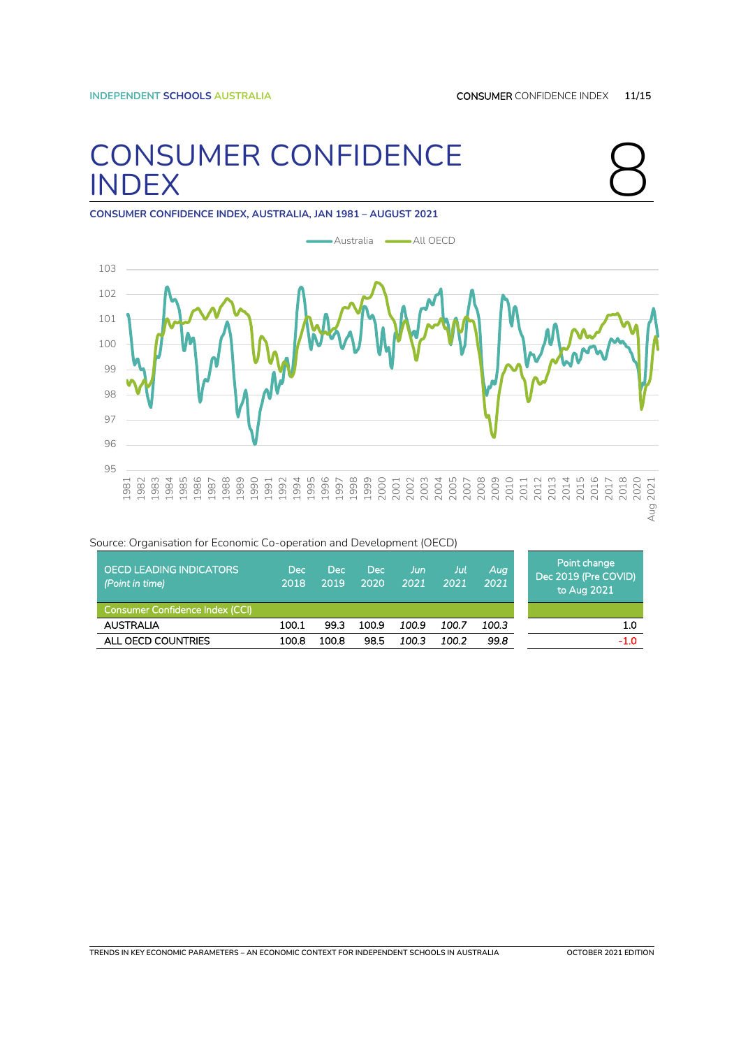# CONSUMER CONFIDENCE INDEX

8

**CONSUMER CONFIDENCE INDEX, AUSTRALIA, JAN 1981 – AUGUST 2021**

Source: Organisation for Economic Co-operation and Development (OECD)

| OECD LEADING INDICATORS *(Point in time)* | Dec 2018 | Dec 2019 | Dec 2020 | *Jun 2021* | *Jul 2021* | *Aug 2021* | Point change Dec 2019 (Pre COVID) to Aug 2021 |
|---|---|---|---|---|---|---|---|
| Consumer Confidence Index (CCI) | | | | | | | |
| AUSTRALIA | 100.1 | 99.3 | 100.9 | *100.9* | *100.7* | *100.3* | 1.0 |
| ALL OECD COUNTRIES | 100.8 | 100.8 | 98.5 | *100.3* | *100.2* | *99.8* | -1.0 |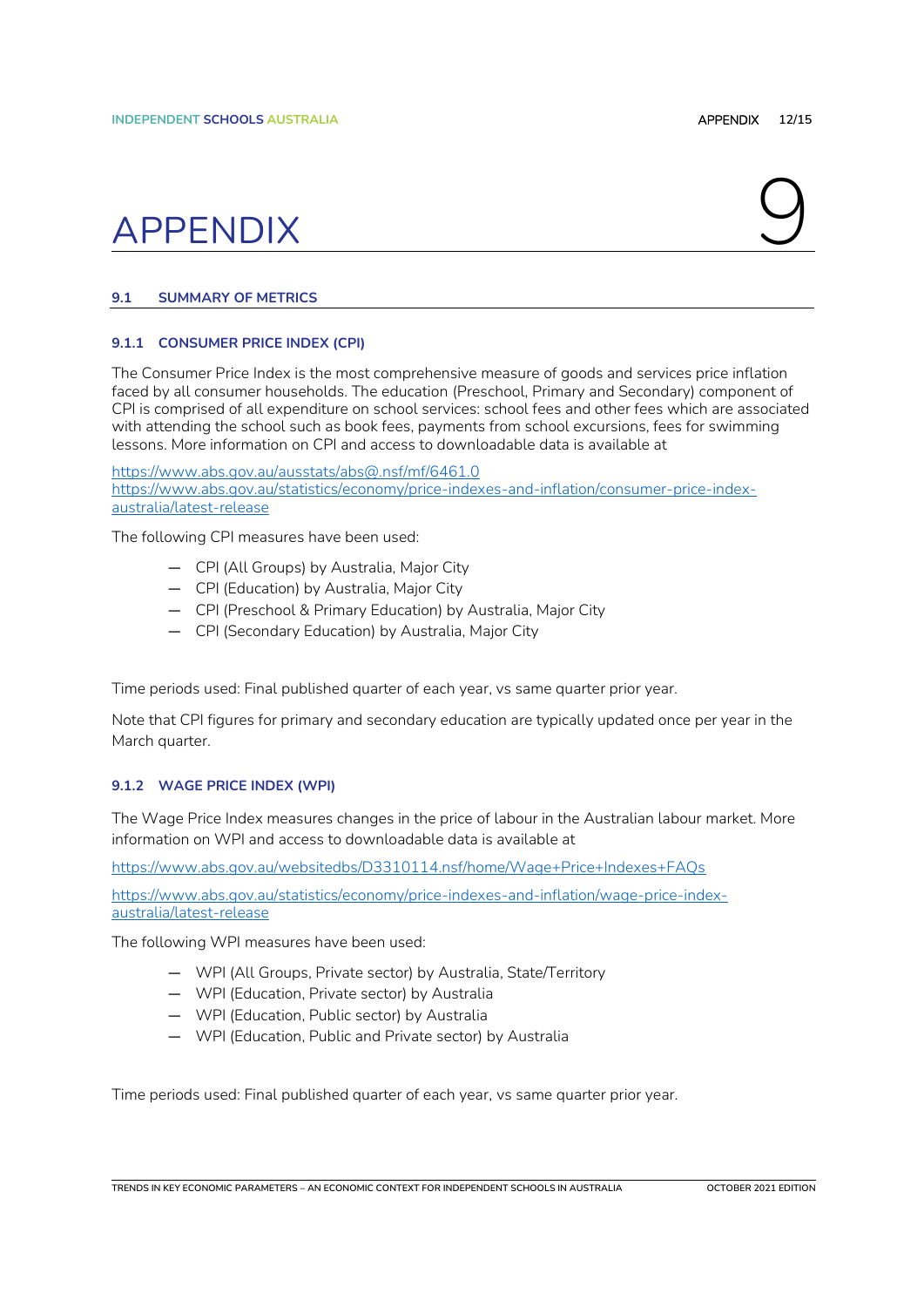# APPENDIX 9

## 9.1 SUMMARY OF METRICS

### 9.1.1 CONSUMER PRICE INDEX (CPI)

The Consumer Price Index is the most comprehensive measure of goods and services price inflation faced by all consumer households. The education (Preschool, Primary and Secondary) component of CPI is comprised of all expenditure on school services: school fees and other fees which are associated with attending the school such as book fees, payments from school excursions, fees for swimming lessons. More information on CPI and access to downloadable data is available at

https://www.abs.gov.au/ausstats/abs@.nsf/mf/6461.0
https://www.abs.gov.au/statistics/economy/price-indexes-and-inflation/consumer-price-index-australia/latest-release

The following CPI measures have been used:

- CPI (All Groups) by Australia, Major City
- CPI (Education) by Australia, Major City
- CPI (Preschool & Primary Education) by Australia, Major City
- CPI (Secondary Education) by Australia, Major City

Time periods used: Final published quarter of each year, vs same quarter prior year.

Note that CPI figures for primary and secondary education are typically updated once per year in the March quarter.

### 9.1.2 WAGE PRICE INDEX (WPI)

The Wage Price Index measures changes in the price of labour in the Australian labour market. More information on WPI and access to downloadable data is available at

https://www.abs.gov.au/websitedbs/D3310114.nsf/home/Wage+Price+Indexes+FAQs

https://www.abs.gov.au/statistics/economy/price-indexes-and-inflation/wage-price-index-australia/latest-release

The following WPI measures have been used:

- WPI (All Groups, Private sector) by Australia, State/Territory
- WPI (Education, Private sector) by Australia
- WPI (Education, Public sector) by Australia
- WPI (Education, Public and Private sector) by Australia

Time periods used: Final published quarter of each year, vs same quarter prior year.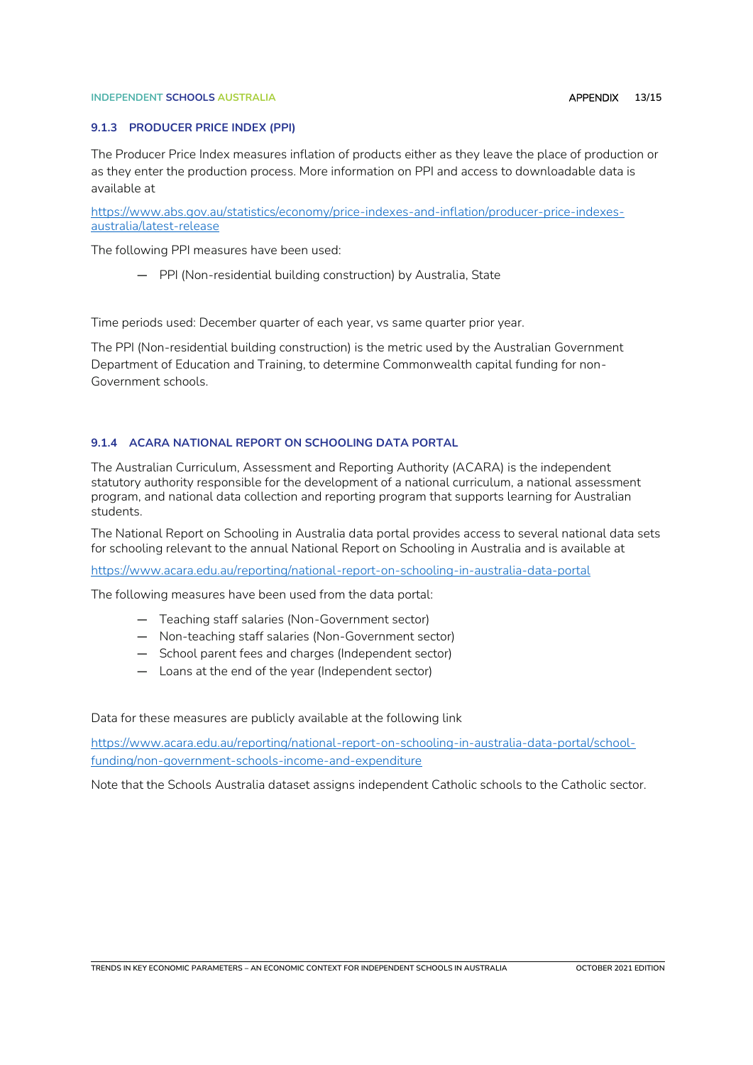### 9.1.3 PRODUCER PRICE INDEX (PPI)

The Producer Price Index measures inflation of products either as they leave the place of production or as they enter the production process. More information on PPI and access to downloadable data is available at

https://www.abs.gov.au/statistics/economy/price-indexes-and-inflation/producer-price-indexes-australia/latest-release

The following PPI measures have been used:

- PPI (Non-residential building construction) by Australia, State

Time periods used: December quarter of each year, vs same quarter prior year.

The PPI (Non-residential building construction) is the metric used by the Australian Government Department of Education and Training, to determine Commonwealth capital funding for non-Government schools.

### 9.1.4 ACARA NATIONAL REPORT ON SCHOOLING DATA PORTAL

The Australian Curriculum, Assessment and Reporting Authority (ACARA) is the independent statutory authority responsible for the development of a national curriculum, a national assessment program, and national data collection and reporting program that supports learning for Australian students.

The National Report on Schooling in Australia data portal provides access to several national data sets for schooling relevant to the annual National Report on Schooling in Australia and is available at

https://www.acara.edu.au/reporting/national-report-on-schooling-in-australia-data-portal

The following measures have been used from the data portal:

- Teaching staff salaries (Non-Government sector)
- Non-teaching staff salaries (Non-Government sector)
- School parent fees and charges (Independent sector)
- Loans at the end of the year (Independent sector)

Data for these measures are publicly available at the following link

https://www.acara.edu.au/reporting/national-report-on-schooling-in-australia-data-portal/school-funding/non-government-schools-income-and-expenditure

Note that the Schools Australia dataset assigns independent Catholic schools to the Catholic sector.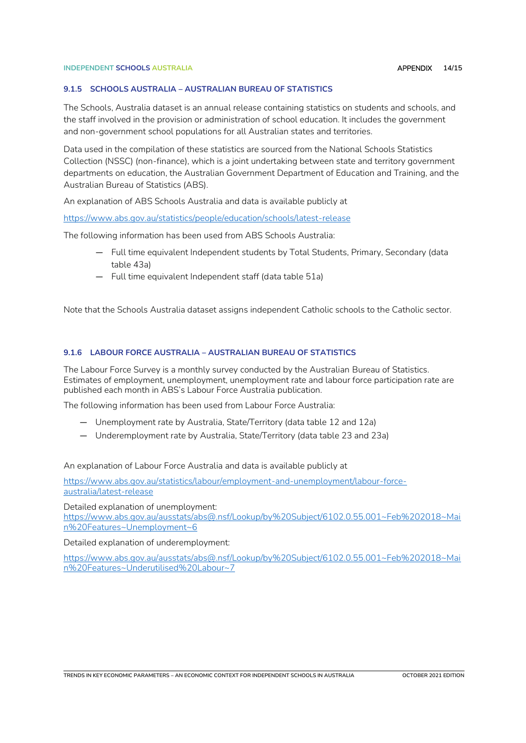### 9.1.5 SCHOOLS AUSTRALIA – AUSTRALIAN BUREAU OF STATISTICS

The Schools, Australia dataset is an annual release containing statistics on students and schools, and the staff involved in the provision or administration of school education. It includes the government and non-government school populations for all Australian states and territories.

Data used in the compilation of these statistics are sourced from the National Schools Statistics Collection (NSSC) (non-finance), which is a joint undertaking between state and territory government departments on education, the Australian Government Department of Education and Training, and the Australian Bureau of Statistics (ABS).

An explanation of ABS Schools Australia and data is available publicly at

https://www.abs.gov.au/statistics/people/education/schools/latest-release

The following information has been used from ABS Schools Australia:

- Full time equivalent Independent students by Total Students, Primary, Secondary (data table 43a)
- Full time equivalent Independent staff (data table 51a)

Note that the Schools Australia dataset assigns independent Catholic schools to the Catholic sector.

### 9.1.6 LABOUR FORCE AUSTRALIA – AUSTRALIAN BUREAU OF STATISTICS

The Labour Force Survey is a monthly survey conducted by the Australian Bureau of Statistics. Estimates of employment, unemployment, unemployment rate and labour force participation rate are published each month in ABS's Labour Force Australia publication.

The following information has been used from Labour Force Australia:

- Unemployment rate by Australia, State/Territory (data table 12 and 12a)
- Underemployment rate by Australia, State/Territory (data table 23 and 23a)

An explanation of Labour Force Australia and data is available publicly at

https://www.abs.gov.au/statistics/labour/employment-and-unemployment/labour-force-australia/latest-release

Detailed explanation of unemployment:
https://www.abs.gov.au/ausstats/abs@.nsf/Lookup/by%20Subject/6102.0.55.001~Feb%202018~Main%20Features~Unemployment~6

Detailed explanation of underemployment:

https://www.abs.gov.au/ausstats/abs@.nsf/Lookup/by%20Subject/6102.0.55.001~Feb%202018~Main%20Features~Underutilised%20Labour~7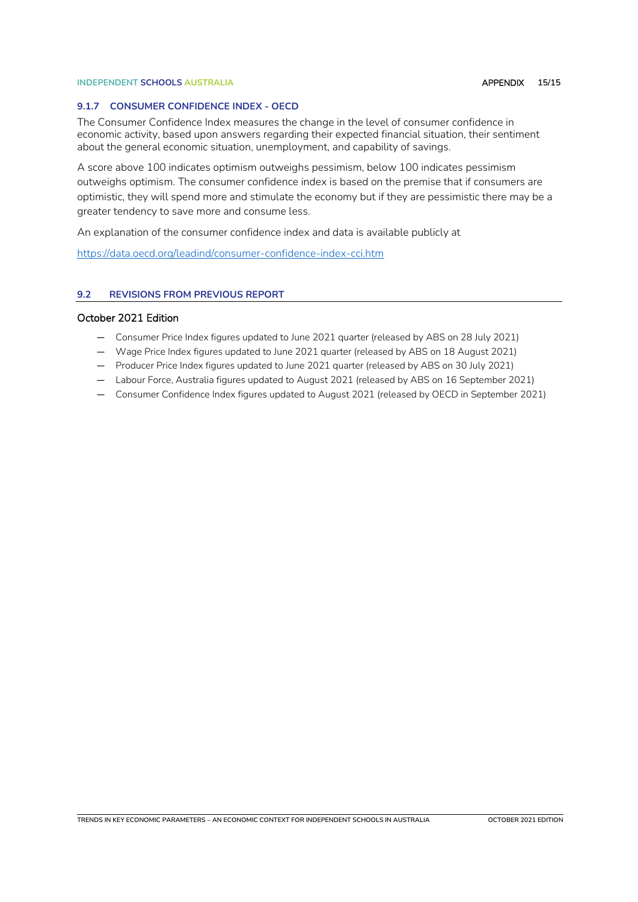### 9.1.7 CONSUMER CONFIDENCE INDEX - OECD

The Consumer Confidence Index measures the change in the level of consumer confidence in economic activity, based upon answers regarding their expected financial situation, their sentiment about the general economic situation, unemployment, and capability of savings.

A score above 100 indicates optimism outweighs pessimism, below 100 indicates pessimism outweighs optimism. The consumer confidence index is based on the premise that if consumers are optimistic, they will spend more and stimulate the economy but if they are pessimistic there may be a greater tendency to save more and consume less.

An explanation of the consumer confidence index and data is available publicly at

https://data.oecd.org/leadind/consumer-confidence-index-cci.htm

## 9.2 REVISIONS FROM PREVIOUS REPORT

### October 2021 Edition

- Consumer Price Index figures updated to June 2021 quarter (released by ABS on 28 July 2021)
- Wage Price Index figures updated to June 2021 quarter (released by ABS on 18 August 2021)
- Producer Price Index figures updated to June 2021 quarter (released by ABS on 30 July 2021)
- Labour Force, Australia figures updated to August 2021 (released by ABS on 16 September 2021)
- Consumer Confidence Index figures updated to August 2021 (released by OECD in September 2021)